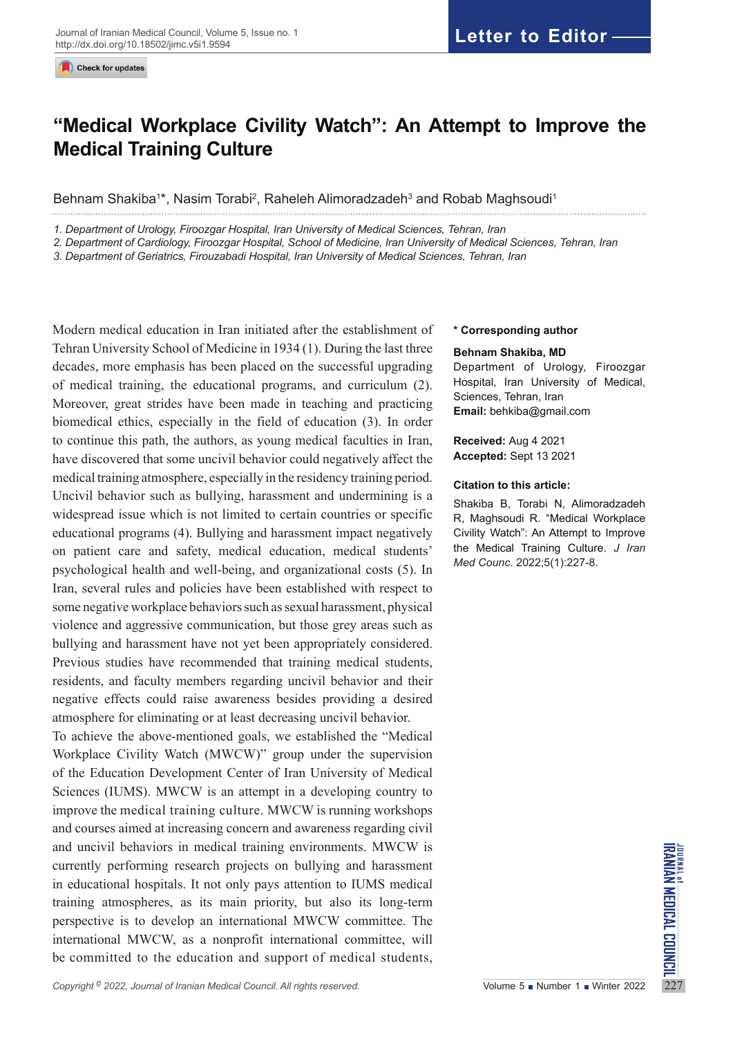Letter to Editor

# "Medical Workplace Civility Watch": An Attempt to Improve the Medical Training Culture

Behnam Shakiba[1]*, Nasim Torabi[2], Raheleh Alimoradzadeh[3] and Robab Maghsoudi[1]

*1. Department of Urology, Firoozgar Hospital, Iran University of Medical Sciences, Tehran, Iran*
*2. Department of Cardiology, Firoozgar Hospital, School of Medicine, Iran University of Medical Sciences, Tehran, Iran*
*3. Department of Geriatrics, Firouzabadi Hospital, Iran University of Medical Sciences, Tehran, Iran*

**\* Corresponding author**

**Behnam Shakiba, MD**
Department of Urology, Firoozgar Hospital, Iran University of Medical, Sciences, Tehran, Iran
**Email:** behkiba@gmail.com

**Received:** Aug 4 2021
**Accepted:** Sept 13 2021

**Citation to this article:**
Shakiba B, Torabi N, Alimoradzadeh R, Maghsoudi R. "Medical Workplace Civility Watch": An Attempt to Improve the Medical Training Culture. *J Iran Med Counc*. 2022;5(1):227-8.

Modern medical education in Iran initiated after the establishment of Tehran University School of Medicine in 1934 (1). During the last three decades, more emphasis has been placed on the successful upgrading of medical training, the educational programs, and curriculum (2). Moreover, great strides have been made in teaching and practicing biomedical ethics, especially in the field of education (3). In order to continue this path, the authors, as young medical faculties in Iran, have discovered that some uncivil behavior could negatively affect the medical training atmosphere, especially in the residency training period. Uncivil behavior such as bullying, harassment and undermining is a widespread issue which is not limited to certain countries or specific educational programs (4). Bullying and harassment impact negatively on patient care and safety, medical education, medical students' psychological health and well-being, and organizational costs (5). In Iran, several rules and policies have been established with respect to some negative workplace behaviors such as sexual harassment, physical violence and aggressive communication, but those grey areas such as bullying and harassment have not yet been appropriately considered. Previous studies have recommended that training medical students, residents, and faculty members regarding uncivil behavior and their negative effects could raise awareness besides providing a desired atmosphere for eliminating or at least decreasing uncivil behavior.

To achieve the above-mentioned goals, we established the "Medical Workplace Civility Watch (MWCW)" group under the supervision of the Education Development Center of Iran University of Medical Sciences (IUMS). MWCW is an attempt in a developing country to improve the medical training culture. MWCW is running workshops and courses aimed at increasing concern and awareness regarding civil and uncivil behaviors in medical training environments. MWCW is currently performing research projects on bullying and harassment in educational hospitals. It not only pays attention to IUMS medical training atmospheres, as its main priority, but also its long-term perspective is to develop an international MWCW committee. The international MWCW, as a nonprofit international committee, will be committed to the education and support of medical students,

*Copyright © 2022, Journal of Iranian Medical Council. All rights reserved.*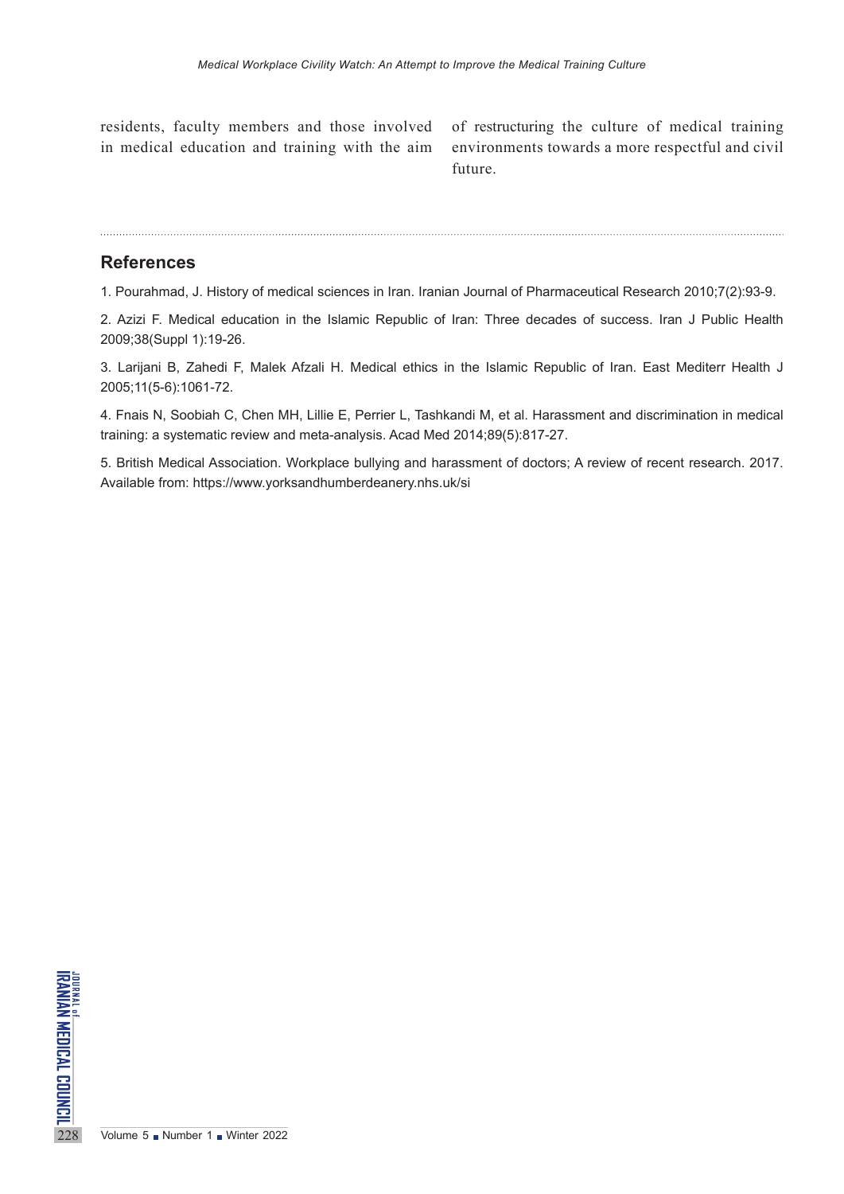residents, faculty members and those involved in medical education and training with the aim of restructuring the culture of medical training environments towards a more respectful and civil future.

## References

1. Pourahmad, J. History of medical sciences in Iran. Iranian Journal of Pharmaceutical Research 2010;7(2):93-9.

2. Azizi F. Medical education in the Islamic Republic of Iran: Three decades of success. Iran J Public Health 2009;38(Suppl 1):19-26.

3. Larijani B, Zahedi F, Malek Afzali H. Medical ethics in the Islamic Republic of Iran. East Mediterr Health J 2005;11(5-6):1061-72.

4. Fnais N, Soobiah C, Chen MH, Lillie E, Perrier L, Tashkandi M, et al. Harassment and discrimination in medical training: a systematic review and meta-analysis. Acad Med 2014;89(5):817-27.

5. British Medical Association. Workplace bullying and harassment of doctors; A review of recent research. 2017. Available from: https://www.yorksandhumberdeanery.nhs.uk/si